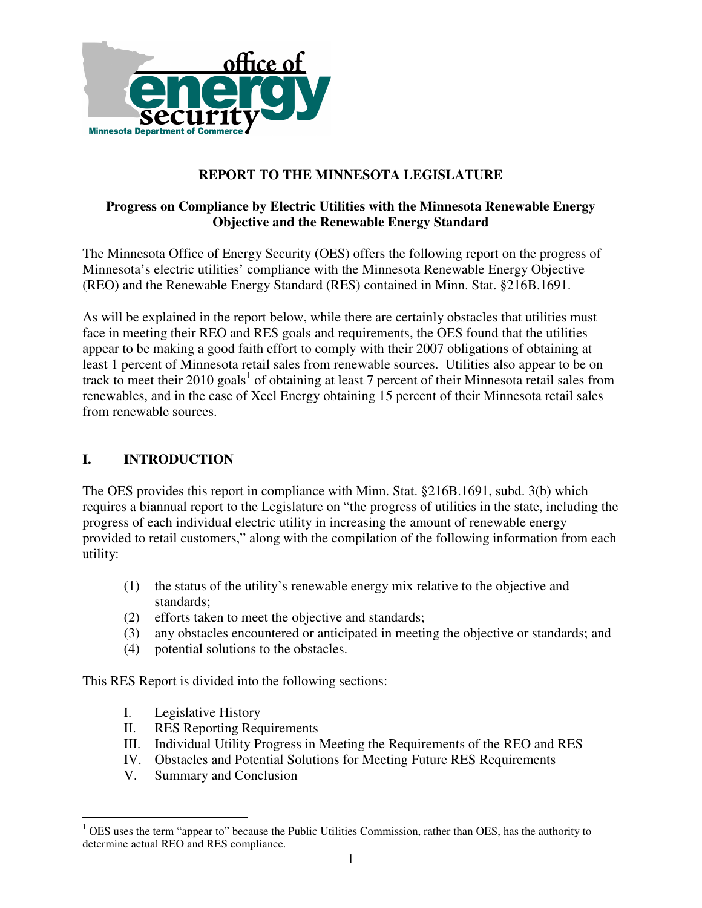office of energy security

Minnesota Department of Commerce

# REPORT TO THE MINNESOTA LEGISLATURE

## Progress on Compliance by Electric Utilities with the Minnesota Renewable Energy Objective and the Renewable Energy Standard

The Minnesota Office of Energy Security (OES) offers the following report on the progress of Minnesota's electric utilities' compliance with the Minnesota Renewable Energy Objective (REO) and the Renewable Energy Standard (RES) contained in Minn. Stat. §216B.1691.

As will be explained in the report below, while there are certainly obstacles that utilities must face in meeting their REO and RES goals and requirements, the OES found that the utilities appear to be making a good faith effort to comply with their 2007 obligations of obtaining at least 1 percent of Minnesota retail sales from renewable sources. Utilities also appear to be on track to meet their 2010 goals[1] of obtaining at least 7 percent of their Minnesota retail sales from renewables, and in the case of Xcel Energy obtaining 15 percent of their Minnesota retail sales from renewable sources.

## I. INTRODUCTION

The OES provides this report in compliance with Minn. Stat. §216B.1691, subd. 3(b) which requires a biannual report to the Legislature on "the progress of utilities in the state, including the progress of each individual electric utility in increasing the amount of renewable energy provided to retail customers," along with the compilation of the following information from each utility:

(1) the status of the utility's renewable energy mix relative to the objective and standards;
(2) efforts taken to meet the objective and standards;
(3) any obstacles encountered or anticipated in meeting the objective or standards; and
(4) potential solutions to the obstacles.

This RES Report is divided into the following sections:

I. Legislative History
II. RES Reporting Requirements
III. Individual Utility Progress in Meeting the Requirements of the REO and RES
IV. Obstacles and Potential Solutions for Meeting Future RES Requirements
V. Summary and Conclusion

[1] OES uses the term "appear to" because the Public Utilities Commission, rather than OES, has the authority to determine actual REO and RES compliance.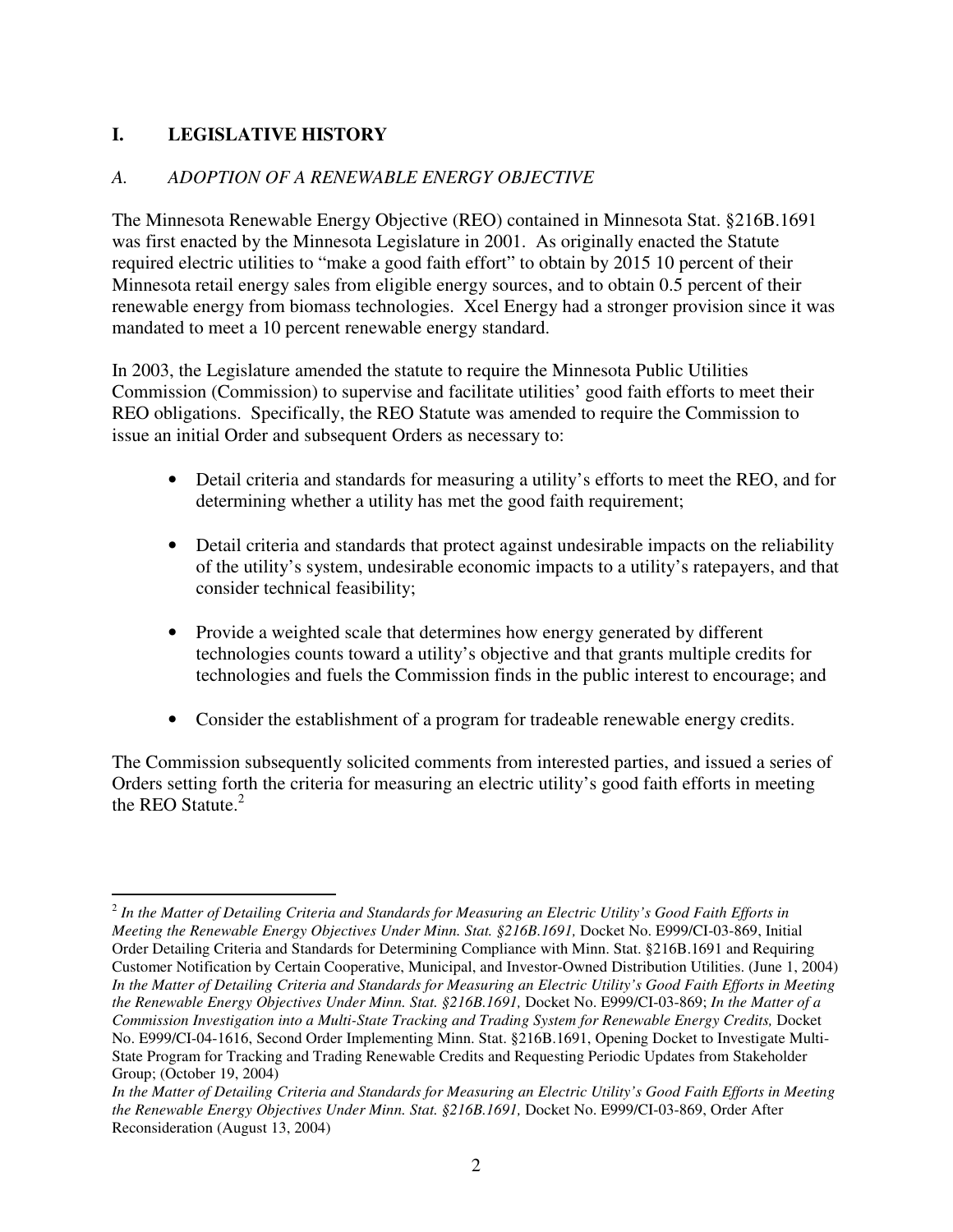## I. LEGISLATIVE HISTORY

### *A. ADOPTION OF A RENEWABLE ENERGY OBJECTIVE*

The Minnesota Renewable Energy Objective (REO) contained in Minnesota Stat. §216B.1691 was first enacted by the Minnesota Legislature in 2001. As originally enacted the Statute required electric utilities to "make a good faith effort" to obtain by 2015 10 percent of their Minnesota retail energy sales from eligible energy sources, and to obtain 0.5 percent of their renewable energy from biomass technologies. Xcel Energy had a stronger provision since it was mandated to meet a 10 percent renewable energy standard.

In 2003, the Legislature amended the statute to require the Minnesota Public Utilities Commission (Commission) to supervise and facilitate utilities' good faith efforts to meet their REO obligations. Specifically, the REO Statute was amended to require the Commission to issue an initial Order and subsequent Orders as necessary to:

- Detail criteria and standards for measuring a utility's efforts to meet the REO, and for determining whether a utility has met the good faith requirement;
- Detail criteria and standards that protect against undesirable impacts on the reliability of the utility's system, undesirable economic impacts to a utility's ratepayers, and that consider technical feasibility;
- Provide a weighted scale that determines how energy generated by different technologies counts toward a utility's objective and that grants multiple credits for technologies and fuels the Commission finds in the public interest to encourage; and
- Consider the establishment of a program for tradeable renewable energy credits.

The Commission subsequently solicited comments from interested parties, and issued a series of Orders setting forth the criteria for measuring an electric utility's good faith efforts in meeting the REO Statute.[2]

---

[2] *In the Matter of Detailing Criteria and Standards for Measuring an Electric Utility's Good Faith Efforts in Meeting the Renewable Energy Objectives Under Minn. Stat. §216B.1691,* Docket No. E999/CI-03-869, Initial Order Detailing Criteria and Standards for Determining Compliance with Minn. Stat. §216B.1691 and Requiring Customer Notification by Certain Cooperative, Municipal, and Investor-Owned Distribution Utilities. (June 1, 2004)
*In the Matter of Detailing Criteria and Standards for Measuring an Electric Utility's Good Faith Efforts in Meeting the Renewable Energy Objectives Under Minn. Stat. §216B.1691,* Docket No. E999/CI-03-869; *In the Matter of a Commission Investigation into a Multi-State Tracking and Trading System for Renewable Energy Credits,* Docket No. E999/CI-04-1616, Second Order Implementing Minn. Stat. §216B.1691, Opening Docket to Investigate Multi-State Program for Tracking and Trading Renewable Credits and Requesting Periodic Updates from Stakeholder Group; (October 19, 2004)
*In the Matter of Detailing Criteria and Standards for Measuring an Electric Utility's Good Faith Efforts in Meeting the Renewable Energy Objectives Under Minn. Stat. §216B.1691,* Docket No. E999/CI-03-869, Order After Reconsideration (August 13, 2004)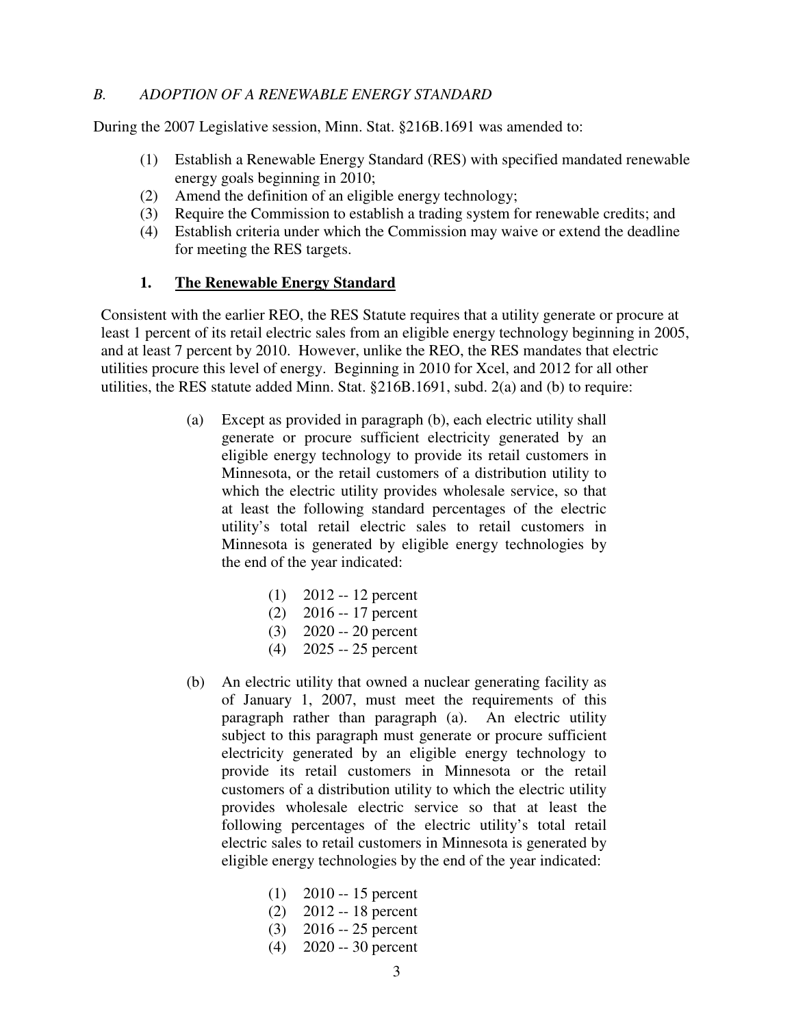### *B. ADOPTION OF A RENEWABLE ENERGY STANDARD*

During the 2007 Legislative session, Minn. Stat. §216B.1691 was amended to:

(1) Establish a Renewable Energy Standard (RES) with specified mandated renewable energy goals beginning in 2010;
(2) Amend the definition of an eligible energy technology;
(3) Require the Commission to establish a trading system for renewable credits; and
(4) Establish criteria under which the Commission may waive or extend the deadline for meeting the RES targets.

#### 1. **<u>The Renewable Energy Standard</u>**

Consistent with the earlier REO, the RES Statute requires that a utility generate or procure at least 1 percent of its retail electric sales from an eligible energy technology beginning in 2005, and at least 7 percent by 2010. However, unlike the REO, the RES mandates that electric utilities procure this level of energy. Beginning in 2010 for Xcel, and 2012 for all other utilities, the RES statute added Minn. Stat. §216B.1691, subd. 2(a) and (b) to require:

> (a) Except as provided in paragraph (b), each electric utility shall generate or procure sufficient electricity generated by an eligible energy technology to provide its retail customers in Minnesota, or the retail customers of a distribution utility to which the electric utility provides wholesale service, so that at least the following standard percentages of the electric utility's total retail electric sales to retail customers in Minnesota is generated by eligible energy technologies by the end of the year indicated:
>
> (1) 2012 -- 12 percent
> (2) 2016 -- 17 percent
> (3) 2020 -- 20 percent
> (4) 2025 -- 25 percent
>
> (b) An electric utility that owned a nuclear generating facility as of January 1, 2007, must meet the requirements of this paragraph rather than paragraph (a). An electric utility subject to this paragraph must generate or procure sufficient electricity generated by an eligible energy technology to provide its retail customers in Minnesota or the retail customers of a distribution utility to which the electric utility provides wholesale electric service so that at least the following percentages of the electric utility's total retail electric sales to retail customers in Minnesota is generated by eligible energy technologies by the end of the year indicated:
>
> (1) 2010 -- 15 percent
> (2) 2012 -- 18 percent
> (3) 2016 -- 25 percent
> (4) 2020 -- 30 percent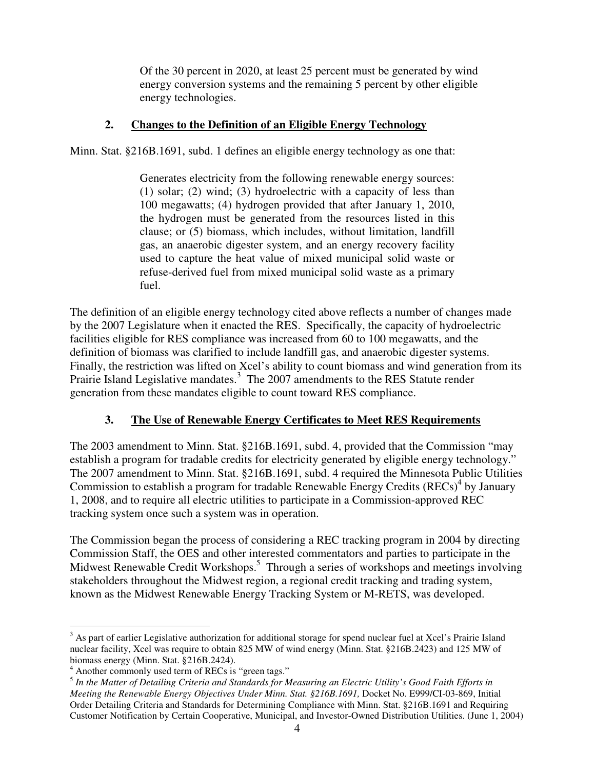> Of the 30 percent in 2020, at least 25 percent must be generated by wind energy conversion systems and the remaining 5 percent by other eligible energy technologies.

### 2. Changes to the Definition of an Eligible Energy Technology

Minn. Stat. §216B.1691, subd. 1 defines an eligible energy technology as one that:

> Generates electricity from the following renewable energy sources: (1) solar; (2) wind; (3) hydroelectric with a capacity of less than 100 megawatts; (4) hydrogen provided that after January 1, 2010, the hydrogen must be generated from the resources listed in this clause; or (5) biomass, which includes, without limitation, landfill gas, an anaerobic digester system, and an energy recovery facility used to capture the heat value of mixed municipal solid waste or refuse-derived fuel from mixed municipal solid waste as a primary fuel.

The definition of an eligible energy technology cited above reflects a number of changes made by the 2007 Legislature when it enacted the RES. Specifically, the capacity of hydroelectric facilities eligible for RES compliance was increased from 60 to 100 megawatts, and the definition of biomass was clarified to include landfill gas, and anaerobic digester systems. Finally, the restriction was lifted on Xcel's ability to count biomass and wind generation from its Prairie Island Legislative mandates.[3] The 2007 amendments to the RES Statute render generation from these mandates eligible to count toward RES compliance.

### 3. The Use of Renewable Energy Certificates to Meet RES Requirements

The 2003 amendment to Minn. Stat. §216B.1691, subd. 4, provided that the Commission "may establish a program for tradable credits for electricity generated by eligible energy technology." The 2007 amendment to Minn. Stat. §216B.1691, subd. 4 required the Minnesota Public Utilities Commission to establish a program for tradable Renewable Energy Credits (RECs)[4] by January 1, 2008, and to require all electric utilities to participate in a Commission-approved REC tracking system once such a system was in operation.

The Commission began the process of considering a REC tracking program in 2004 by directing Commission Staff, the OES and other interested commentators and parties to participate in the Midwest Renewable Credit Workshops.[5] Through a series of workshops and meetings involving stakeholders throughout the Midwest region, a regional credit tracking and trading system, known as the Midwest Renewable Energy Tracking System or M-RETS, was developed.

---

[3] As part of earlier Legislative authorization for additional storage for spend nuclear fuel at Xcel's Prairie Island nuclear facility, Xcel was require to obtain 825 MW of wind energy (Minn. Stat. §216B.2423) and 125 MW of biomass energy (Minn. Stat. §216B.2424).

[4] Another commonly used term of RECs is "green tags."

[5] *In the Matter of Detailing Criteria and Standards for Measuring an Electric Utility's Good Faith Efforts in Meeting the Renewable Energy Objectives Under Minn. Stat. §216B.1691,* Docket No. E999/CI-03-869, Initial Order Detailing Criteria and Standards for Determining Compliance with Minn. Stat. §216B.1691 and Requiring Customer Notification by Certain Cooperative, Municipal, and Investor-Owned Distribution Utilities. (June 1, 2004)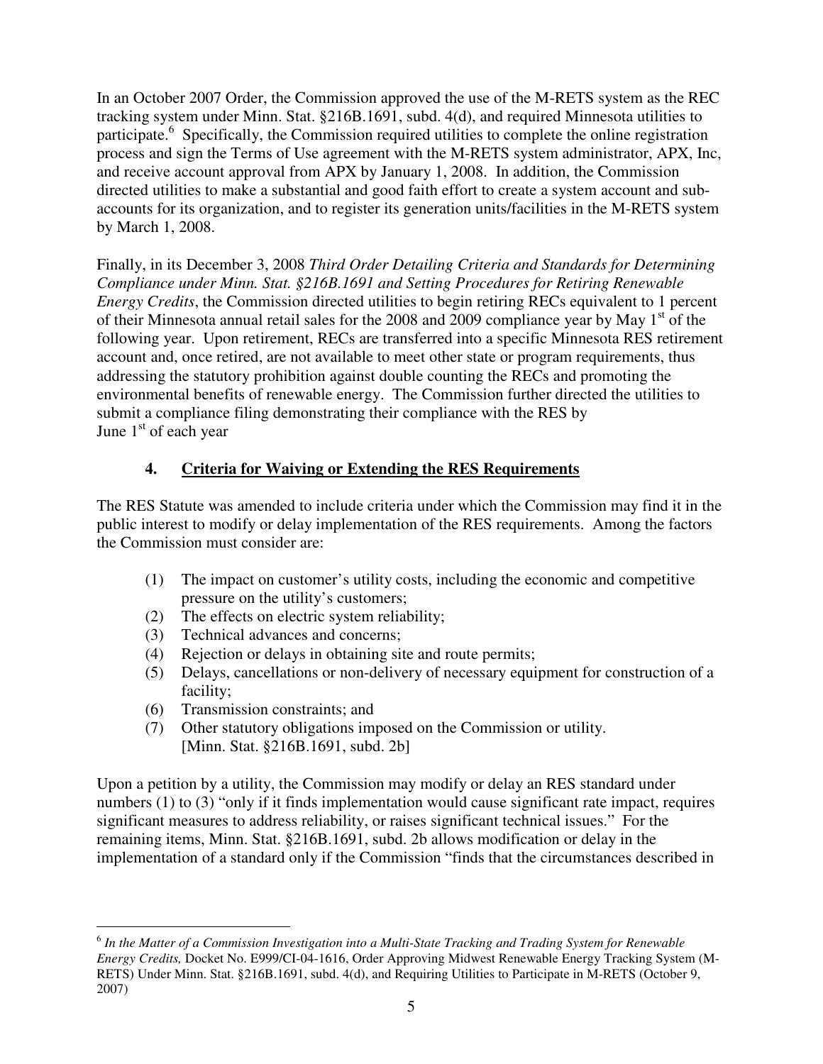In an October 2007 Order, the Commission approved the use of the M-RETS system as the REC tracking system under Minn. Stat. §216B.1691, subd. 4(d), and required Minnesota utilities to participate.[6] Specifically, the Commission required utilities to complete the online registration process and sign the Terms of Use agreement with the M-RETS system administrator, APX, Inc, and receive account approval from APX by January 1, 2008. In addition, the Commission directed utilities to make a substantial and good faith effort to create a system account and sub-accounts for its organization, and to register its generation units/facilities in the M-RETS system by March 1, 2008.

Finally, in its December 3, 2008 *Third Order Detailing Criteria and Standards for Determining Compliance under Minn. Stat. §216B.1691 and Setting Procedures for Retiring Renewable Energy Credits*, the Commission directed utilities to begin retiring RECs equivalent to 1 percent of their Minnesota annual retail sales for the 2008 and 2009 compliance year by May 1st of the following year. Upon retirement, RECs are transferred into a specific Minnesota RES retirement account and, once retired, are not available to meet other state or program requirements, thus addressing the statutory prohibition against double counting the RECs and promoting the environmental benefits of renewable energy. The Commission further directed the utilities to submit a compliance filing demonstrating their compliance with the RES by June 1st of each year

## 4. Criteria for Waiving or Extending the RES Requirements

The RES Statute was amended to include criteria under which the Commission may find it in the public interest to modify or delay implementation of the RES requirements. Among the factors the Commission must consider are:

(1) The impact on customer's utility costs, including the economic and competitive pressure on the utility's customers;
(2) The effects on electric system reliability;
(3) Technical advances and concerns;
(4) Rejection or delays in obtaining site and route permits;
(5) Delays, cancellations or non-delivery of necessary equipment for construction of a facility;
(6) Transmission constraints; and
(7) Other statutory obligations imposed on the Commission or utility. [Minn. Stat. §216B.1691, subd. 2b]

Upon a petition by a utility, the Commission may modify or delay an RES standard under numbers (1) to (3) "only if it finds implementation would cause significant rate impact, requires significant measures to address reliability, or raises significant technical issues." For the remaining items, Minn. Stat. §216B.1691, subd. 2b allows modification or delay in the implementation of a standard only if the Commission "finds that the circumstances described in

---

[6] *In the Matter of a Commission Investigation into a Multi-State Tracking and Trading System for Renewable Energy Credits,* Docket No. E999/CI-04-1616, Order Approving Midwest Renewable Energy Tracking System (M-RETS) Under Minn. Stat. §216B.1691, subd. 4(d), and Requiring Utilities to Participate in M-RETS (October 9, 2007)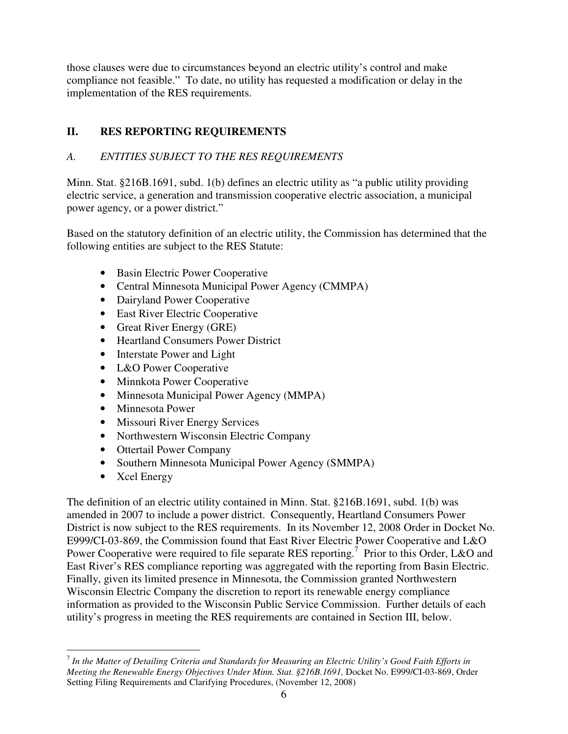those clauses were due to circumstances beyond an electric utility's control and make compliance not feasible." To date, no utility has requested a modification or delay in the implementation of the RES requirements.

## II. RES REPORTING REQUIREMENTS

### *A. ENTITIES SUBJECT TO THE RES REQUIREMENTS*

Minn. Stat. §216B.1691, subd. 1(b) defines an electric utility as "a public utility providing electric service, a generation and transmission cooperative electric association, a municipal power agency, or a power district."

Based on the statutory definition of an electric utility, the Commission has determined that the following entities are subject to the RES Statute:

- Basin Electric Power Cooperative
- Central Minnesota Municipal Power Agency (CMMPA)
- Dairyland Power Cooperative
- East River Electric Cooperative
- Great River Energy (GRE)
- Heartland Consumers Power District
- Interstate Power and Light
- L&O Power Cooperative
- Minnkota Power Cooperative
- Minnesota Municipal Power Agency (MMPA)
- Minnesota Power
- Missouri River Energy Services
- Northwestern Wisconsin Electric Company
- Ottertail Power Company
- Southern Minnesota Municipal Power Agency (SMMPA)
- Xcel Energy

The definition of an electric utility contained in Minn. Stat. §216B.1691, subd. 1(b) was amended in 2007 to include a power district. Consequently, Heartland Consumers Power District is now subject to the RES requirements. In its November 12, 2008 Order in Docket No. E999/CI-03-869, the Commission found that East River Electric Power Cooperative and L&O Power Cooperative were required to file separate RES reporting.[7] Prior to this Order, L&O and East River's RES compliance reporting was aggregated with the reporting from Basin Electric. Finally, given its limited presence in Minnesota, the Commission granted Northwestern Wisconsin Electric Company the discretion to report its renewable energy compliance information as provided to the Wisconsin Public Service Commission. Further details of each utility's progress in meeting the RES requirements are contained in Section III, below.

---

[7] *In the Matter of Detailing Criteria and Standards for Measuring an Electric Utility's Good Faith Efforts in Meeting the Renewable Energy Objectives Under Minn. Stat. §216B.1691,* Docket No. E999/CI-03-869, Order Setting Filing Requirements and Clarifying Procedures, (November 12, 2008)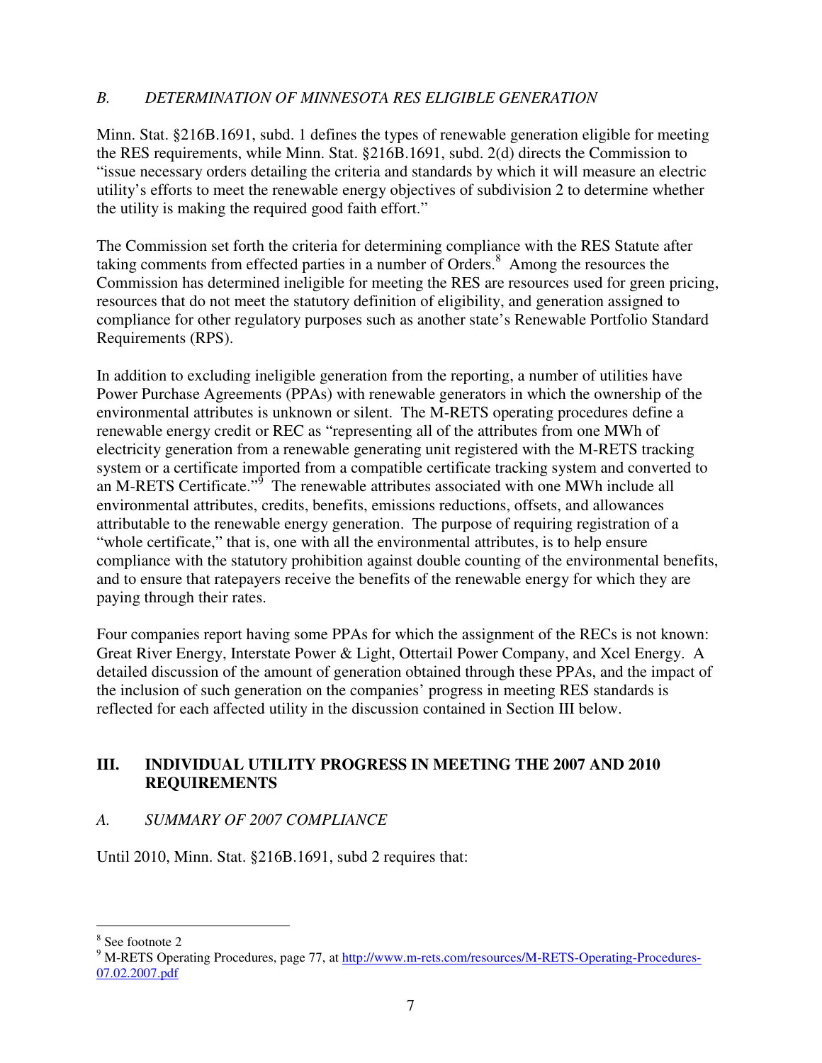### *B. DETERMINATION OF MINNESOTA RES ELIGIBLE GENERATION*

Minn. Stat. §216B.1691, subd. 1 defines the types of renewable generation eligible for meeting the RES requirements, while Minn. Stat. §216B.1691, subd. 2(d) directs the Commission to "issue necessary orders detailing the criteria and standards by which it will measure an electric utility's efforts to meet the renewable energy objectives of subdivision 2 to determine whether the utility is making the required good faith effort."

The Commission set forth the criteria for determining compliance with the RES Statute after taking comments from effected parties in a number of Orders.[8] Among the resources the Commission has determined ineligible for meeting the RES are resources used for green pricing, resources that do not meet the statutory definition of eligibility, and generation assigned to compliance for other regulatory purposes such as another state's Renewable Portfolio Standard Requirements (RPS).

In addition to excluding ineligible generation from the reporting, a number of utilities have Power Purchase Agreements (PPAs) with renewable generators in which the ownership of the environmental attributes is unknown or silent. The M-RETS operating procedures define a renewable energy credit or REC as "representing all of the attributes from one MWh of electricity generation from a renewable generating unit registered with the M-RETS tracking system or a certificate imported from a compatible certificate tracking system and converted to an M-RETS Certificate."[9] The renewable attributes associated with one MWh include all environmental attributes, credits, benefits, emissions reductions, offsets, and allowances attributable to the renewable energy generation. The purpose of requiring registration of a "whole certificate," that is, one with all the environmental attributes, is to help ensure compliance with the statutory prohibition against double counting of the environmental benefits, and to ensure that ratepayers receive the benefits of the renewable energy for which they are paying through their rates.

Four companies report having some PPAs for which the assignment of the RECs is not known: Great River Energy, Interstate Power & Light, Ottertail Power Company, and Xcel Energy. A detailed discussion of the amount of generation obtained through these PPAs, and the impact of the inclusion of such generation on the companies' progress in meeting RES standards is reflected for each affected utility in the discussion contained in Section III below.

## III. INDIVIDUAL UTILITY PROGRESS IN MEETING THE 2007 AND 2010 REQUIREMENTS

### *A. SUMMARY OF 2007 COMPLIANCE*

Until 2010, Minn. Stat. §216B.1691, subd 2 requires that:

---

[8] See footnote 2

[9] M-RETS Operating Procedures, page 77, at http://www.m-rets.com/resources/M-RETS-Operating-Procedures-07.02.2007.pdf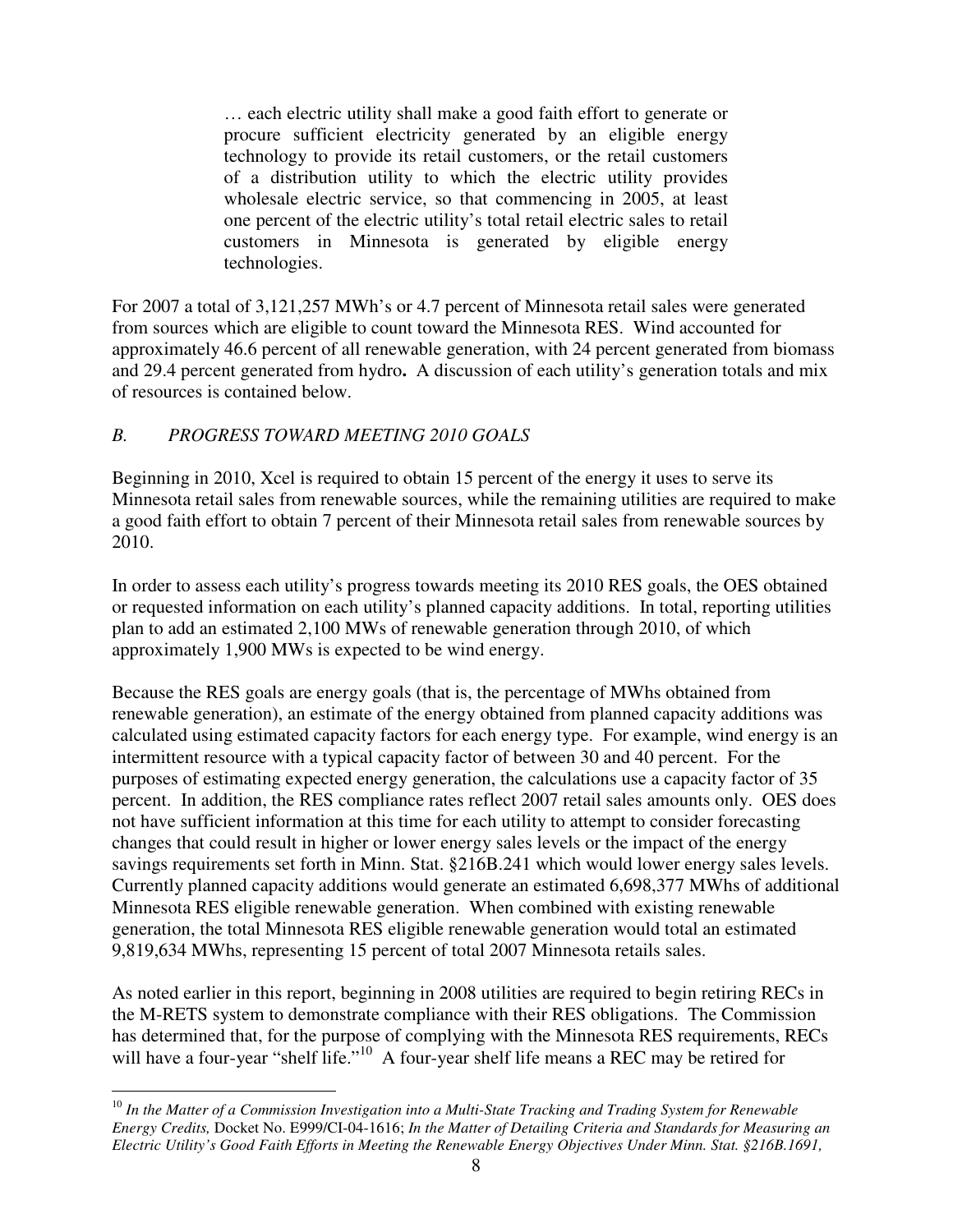> … each electric utility shall make a good faith effort to generate or procure sufficient electricity generated by an eligible energy technology to provide its retail customers, or the retail customers of a distribution utility to which the electric utility provides wholesale electric service, so that commencing in 2005, at least one percent of the electric utility's total retail electric sales to retail customers in Minnesota is generated by eligible energy technologies.

For 2007 a total of 3,121,257 MWh's or 4.7 percent of Minnesota retail sales were generated from sources which are eligible to count toward the Minnesota RES. Wind accounted for approximately 46.6 percent of all renewable generation, with 24 percent generated from biomass and 29.4 percent generated from hydro**.** A discussion of each utility's generation totals and mix of resources is contained below.

### *B. PROGRESS TOWARD MEETING 2010 GOALS*

Beginning in 2010, Xcel is required to obtain 15 percent of the energy it uses to serve its Minnesota retail sales from renewable sources, while the remaining utilities are required to make a good faith effort to obtain 7 percent of their Minnesota retail sales from renewable sources by 2010.

In order to assess each utility's progress towards meeting its 2010 RES goals, the OES obtained or requested information on each utility's planned capacity additions. In total, reporting utilities plan to add an estimated 2,100 MWs of renewable generation through 2010, of which approximately 1,900 MWs is expected to be wind energy.

Because the RES goals are energy goals (that is, the percentage of MWhs obtained from renewable generation), an estimate of the energy obtained from planned capacity additions was calculated using estimated capacity factors for each energy type. For example, wind energy is an intermittent resource with a typical capacity factor of between 30 and 40 percent. For the purposes of estimating expected energy generation, the calculations use a capacity factor of 35 percent. In addition, the RES compliance rates reflect 2007 retail sales amounts only. OES does not have sufficient information at this time for each utility to attempt to consider forecasting changes that could result in higher or lower energy sales levels or the impact of the energy savings requirements set forth in Minn. Stat. §216B.241 which would lower energy sales levels. Currently planned capacity additions would generate an estimated 6,698,377 MWhs of additional Minnesota RES eligible renewable generation. When combined with existing renewable generation, the total Minnesota RES eligible renewable generation would total an estimated 9,819,634 MWhs, representing 15 percent of total 2007 Minnesota retails sales.

As noted earlier in this report, beginning in 2008 utilities are required to begin retiring RECs in the M-RETS system to demonstrate compliance with their RES obligations. The Commission has determined that, for the purpose of complying with the Minnesota RES requirements, RECs will have a four-year "shelf life."[10] A four-year shelf life means a REC may be retired for

[10] *In the Matter of a Commission Investigation into a Multi-State Tracking and Trading System for Renewable Energy Credits,* Docket No. E999/CI-04-1616; *In the Matter of Detailing Criteria and Standards for Measuring an Electric Utility's Good Faith Efforts in Meeting the Renewable Energy Objectives Under Minn. Stat. §216B.1691,*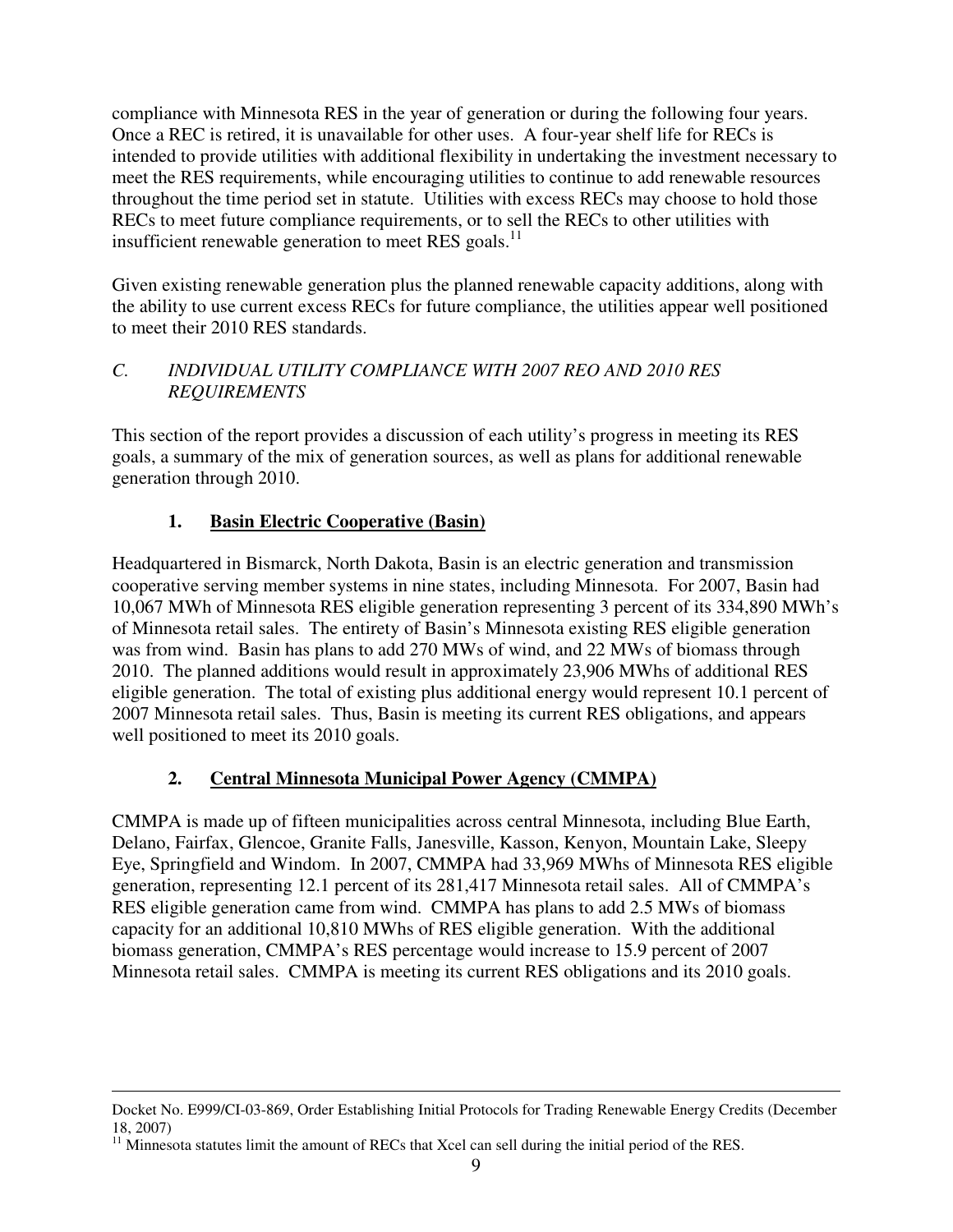compliance with Minnesota RES in the year of generation or during the following four years. Once a REC is retired, it is unavailable for other uses. A four-year shelf life for RECs is intended to provide utilities with additional flexibility in undertaking the investment necessary to meet the RES requirements, while encouraging utilities to continue to add renewable resources throughout the time period set in statute. Utilities with excess RECs may choose to hold those RECs to meet future compliance requirements, or to sell the RECs to other utilities with insufficient renewable generation to meet RES goals.[11]

Given existing renewable generation plus the planned renewable capacity additions, along with the ability to use current excess RECs for future compliance, the utilities appear well positioned to meet their 2010 RES standards.

### *C. INDIVIDUAL UTILITY COMPLIANCE WITH 2007 REO AND 2010 RES REQUIREMENTS*

This section of the report provides a discussion of each utility's progress in meeting its RES goals, a summary of the mix of generation sources, as well as plans for additional renewable generation through 2010.

#### 1. <u>Basin Electric Cooperative (Basin)</u>

Headquartered in Bismarck, North Dakota, Basin is an electric generation and transmission cooperative serving member systems in nine states, including Minnesota. For 2007, Basin had 10,067 MWh of Minnesota RES eligible generation representing 3 percent of its 334,890 MWh's of Minnesota retail sales. The entirety of Basin's Minnesota existing RES eligible generation was from wind. Basin has plans to add 270 MWs of wind, and 22 MWs of biomass through 2010. The planned additions would result in approximately 23,906 MWhs of additional RES eligible generation. The total of existing plus additional energy would represent 10.1 percent of 2007 Minnesota retail sales. Thus, Basin is meeting its current RES obligations, and appears well positioned to meet its 2010 goals.

#### 2. <u>Central Minnesota Municipal Power Agency (CMMPA)</u>

CMMPA is made up of fifteen municipalities across central Minnesota, including Blue Earth, Delano, Fairfax, Glencoe, Granite Falls, Janesville, Kasson, Kenyon, Mountain Lake, Sleepy Eye, Springfield and Windom. In 2007, CMMPA had 33,969 MWhs of Minnesota RES eligible generation, representing 12.1 percent of its 281,417 Minnesota retail sales. All of CMMPA's RES eligible generation came from wind. CMMPA has plans to add 2.5 MWs of biomass capacity for an additional 10,810 MWhs of RES eligible generation. With the additional biomass generation, CMMPA's RES percentage would increase to 15.9 percent of 2007 Minnesota retail sales. CMMPA is meeting its current RES obligations and its 2010 goals.

---

Docket No. E999/CI-03-869, Order Establishing Initial Protocols for Trading Renewable Energy Credits (December 18, 2007)

[11] Minnesota statutes limit the amount of RECs that Xcel can sell during the initial period of the RES.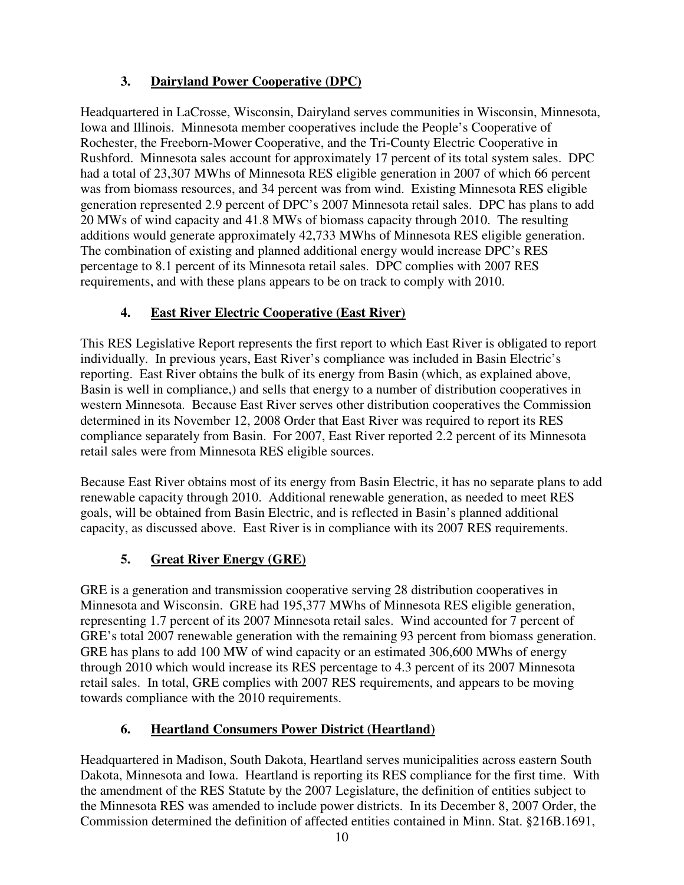### 3. Dairyland Power Cooperative (DPC)

Headquartered in LaCrosse, Wisconsin, Dairyland serves communities in Wisconsin, Minnesota, Iowa and Illinois. Minnesota member cooperatives include the People's Cooperative of Rochester, the Freeborn-Mower Cooperative, and the Tri-County Electric Cooperative in Rushford. Minnesota sales account for approximately 17 percent of its total system sales. DPC had a total of 23,307 MWhs of Minnesota RES eligible generation in 2007 of which 66 percent was from biomass resources, and 34 percent was from wind. Existing Minnesota RES eligible generation represented 2.9 percent of DPC's 2007 Minnesota retail sales. DPC has plans to add 20 MWs of wind capacity and 41.8 MWs of biomass capacity through 2010. The resulting additions would generate approximately 42,733 MWhs of Minnesota RES eligible generation. The combination of existing and planned additional energy would increase DPC's RES percentage to 8.1 percent of its Minnesota retail sales. DPC complies with 2007 RES requirements, and with these plans appears to be on track to comply with 2010.

### 4. East River Electric Cooperative (East River)

This RES Legislative Report represents the first report to which East River is obligated to report individually. In previous years, East River's compliance was included in Basin Electric's reporting. East River obtains the bulk of its energy from Basin (which, as explained above, Basin is well in compliance,) and sells that energy to a number of distribution cooperatives in western Minnesota. Because East River serves other distribution cooperatives the Commission determined in its November 12, 2008 Order that East River was required to report its RES compliance separately from Basin. For 2007, East River reported 2.2 percent of its Minnesota retail sales were from Minnesota RES eligible sources.

Because East River obtains most of its energy from Basin Electric, it has no separate plans to add renewable capacity through 2010. Additional renewable generation, as needed to meet RES goals, will be obtained from Basin Electric, and is reflected in Basin's planned additional capacity, as discussed above. East River is in compliance with its 2007 RES requirements.

### 5. Great River Energy (GRE)

GRE is a generation and transmission cooperative serving 28 distribution cooperatives in Minnesota and Wisconsin. GRE had 195,377 MWhs of Minnesota RES eligible generation, representing 1.7 percent of its 2007 Minnesota retail sales. Wind accounted for 7 percent of GRE's total 2007 renewable generation with the remaining 93 percent from biomass generation. GRE has plans to add 100 MW of wind capacity or an estimated 306,600 MWhs of energy through 2010 which would increase its RES percentage to 4.3 percent of its 2007 Minnesota retail sales. In total, GRE complies with 2007 RES requirements, and appears to be moving towards compliance with the 2010 requirements.

### 6. Heartland Consumers Power District (Heartland)

Headquartered in Madison, South Dakota, Heartland serves municipalities across eastern South Dakota, Minnesota and Iowa. Heartland is reporting its RES compliance for the first time. With the amendment of the RES Statute by the 2007 Legislature, the definition of entities subject to the Minnesota RES was amended to include power districts. In its December 8, 2007 Order, the Commission determined the definition of affected entities contained in Minn. Stat. §216B.1691,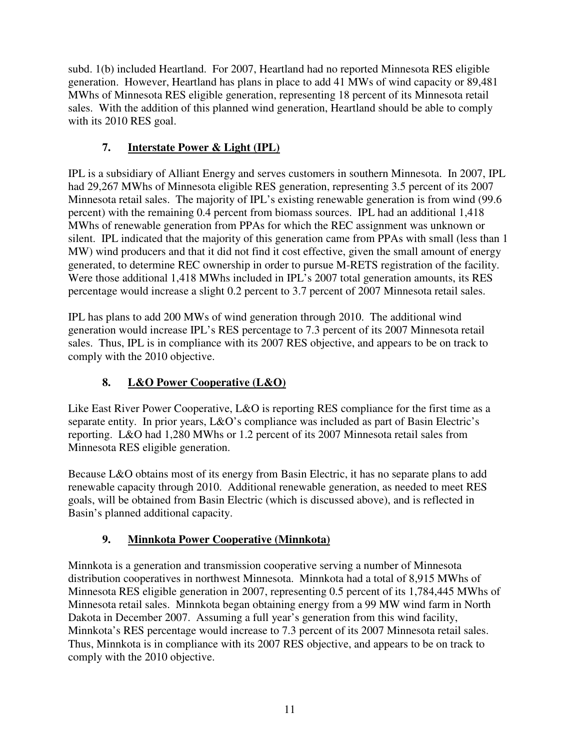subd. 1(b) included Heartland. For 2007, Heartland had no reported Minnesota RES eligible generation. However, Heartland has plans in place to add 41 MWs of wind capacity or 89,481 MWhs of Minnesota RES eligible generation, representing 18 percent of its Minnesota retail sales. With the addition of this planned wind generation, Heartland should be able to comply with its 2010 RES goal.

### 7. Interstate Power & Light (IPL)

IPL is a subsidiary of Alliant Energy and serves customers in southern Minnesota. In 2007, IPL had 29,267 MWhs of Minnesota eligible RES generation, representing 3.5 percent of its 2007 Minnesota retail sales. The majority of IPL's existing renewable generation is from wind (99.6 percent) with the remaining 0.4 percent from biomass sources. IPL had an additional 1,418 MWhs of renewable generation from PPAs for which the REC assignment was unknown or silent. IPL indicated that the majority of this generation came from PPAs with small (less than 1 MW) wind producers and that it did not find it cost effective, given the small amount of energy generated, to determine REC ownership in order to pursue M-RETS registration of the facility. Were those additional 1,418 MWhs included in IPL's 2007 total generation amounts, its RES percentage would increase a slight 0.2 percent to 3.7 percent of 2007 Minnesota retail sales.

IPL has plans to add 200 MWs of wind generation through 2010. The additional wind generation would increase IPL's RES percentage to 7.3 percent of its 2007 Minnesota retail sales. Thus, IPL is in compliance with its 2007 RES objective, and appears to be on track to comply with the 2010 objective.

### 8. L&O Power Cooperative (L&O)

Like East River Power Cooperative, L&O is reporting RES compliance for the first time as a separate entity. In prior years, L&O's compliance was included as part of Basin Electric's reporting. L&O had 1,280 MWhs or 1.2 percent of its 2007 Minnesota retail sales from Minnesota RES eligible generation.

Because L&O obtains most of its energy from Basin Electric, it has no separate plans to add renewable capacity through 2010. Additional renewable generation, as needed to meet RES goals, will be obtained from Basin Electric (which is discussed above), and is reflected in Basin's planned additional capacity.

### 9. Minnkota Power Cooperative (Minnkota)

Minnkota is a generation and transmission cooperative serving a number of Minnesota distribution cooperatives in northwest Minnesota. Minnkota had a total of 8,915 MWhs of Minnesota RES eligible generation in 2007, representing 0.5 percent of its 1,784,445 MWhs of Minnesota retail sales. Minnkota began obtaining energy from a 99 MW wind farm in North Dakota in December 2007. Assuming a full year's generation from this wind facility, Minnkota's RES percentage would increase to 7.3 percent of its 2007 Minnesota retail sales. Thus, Minnkota is in compliance with its 2007 RES objective, and appears to be on track to comply with the 2010 objective.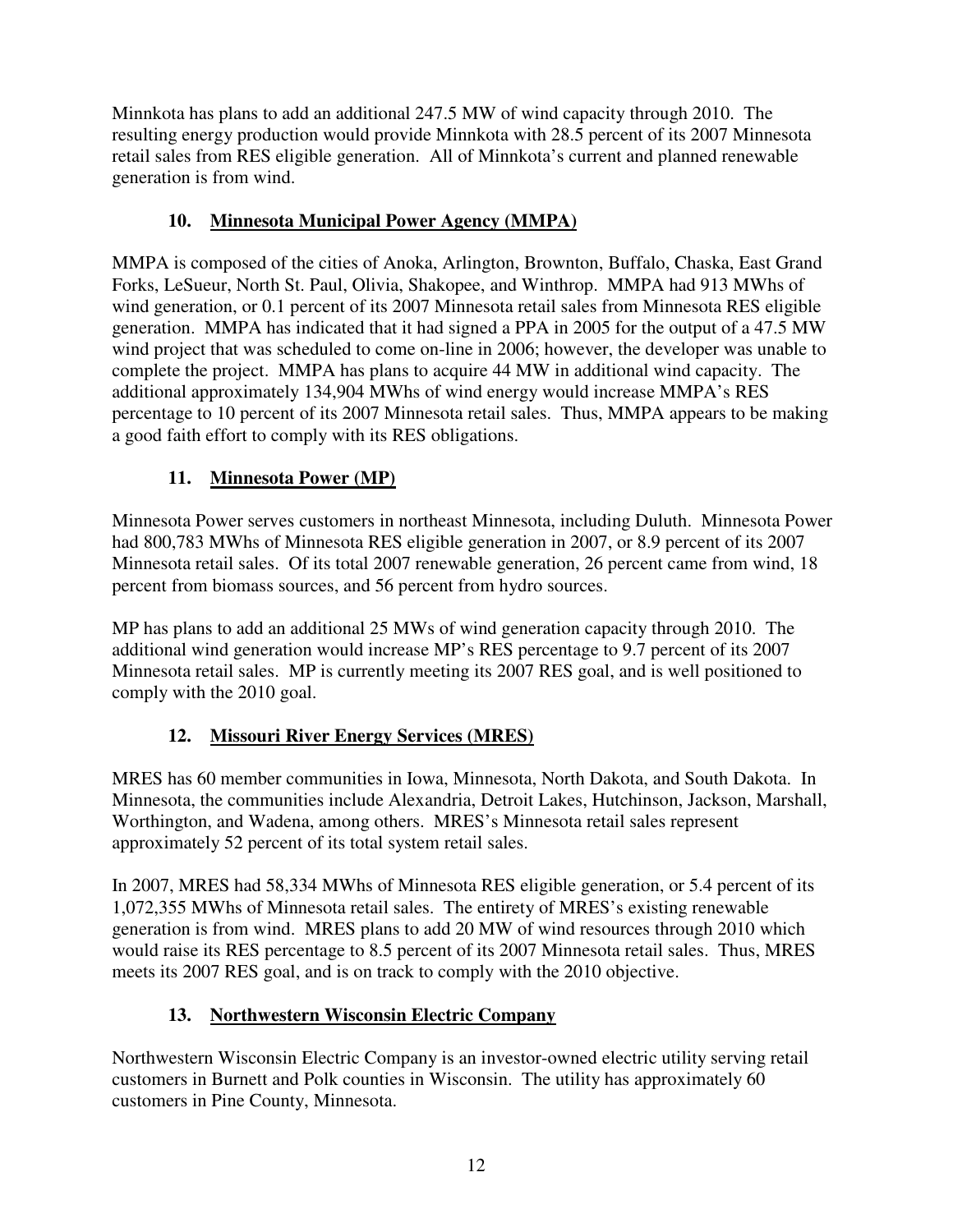Minnkota has plans to add an additional 247.5 MW of wind capacity through 2010. The resulting energy production would provide Minnkota with 28.5 percent of its 2007 Minnesota retail sales from RES eligible generation. All of Minnkota's current and planned renewable generation is from wind.

### 10. Minnesota Municipal Power Agency (MMPA)

MMPA is composed of the cities of Anoka, Arlington, Brownton, Buffalo, Chaska, East Grand Forks, LeSueur, North St. Paul, Olivia, Shakopee, and Winthrop. MMPA had 913 MWhs of wind generation, or 0.1 percent of its 2007 Minnesota retail sales from Minnesota RES eligible generation. MMPA has indicated that it had signed a PPA in 2005 for the output of a 47.5 MW wind project that was scheduled to come on-line in 2006; however, the developer was unable to complete the project. MMPA has plans to acquire 44 MW in additional wind capacity. The additional approximately 134,904 MWhs of wind energy would increase MMPA's RES percentage to 10 percent of its 2007 Minnesota retail sales. Thus, MMPA appears to be making a good faith effort to comply with its RES obligations.

### 11. Minnesota Power (MP)

Minnesota Power serves customers in northeast Minnesota, including Duluth. Minnesota Power had 800,783 MWhs of Minnesota RES eligible generation in 2007, or 8.9 percent of its 2007 Minnesota retail sales. Of its total 2007 renewable generation, 26 percent came from wind, 18 percent from biomass sources, and 56 percent from hydro sources.

MP has plans to add an additional 25 MWs of wind generation capacity through 2010. The additional wind generation would increase MP's RES percentage to 9.7 percent of its 2007 Minnesota retail sales. MP is currently meeting its 2007 RES goal, and is well positioned to comply with the 2010 goal.

### 12. Missouri River Energy Services (MRES)

MRES has 60 member communities in Iowa, Minnesota, North Dakota, and South Dakota. In Minnesota, the communities include Alexandria, Detroit Lakes, Hutchinson, Jackson, Marshall, Worthington, and Wadena, among others. MRES's Minnesota retail sales represent approximately 52 percent of its total system retail sales.

In 2007, MRES had 58,334 MWhs of Minnesota RES eligible generation, or 5.4 percent of its 1,072,355 MWhs of Minnesota retail sales. The entirety of MRES's existing renewable generation is from wind. MRES plans to add 20 MW of wind resources through 2010 which would raise its RES percentage to 8.5 percent of its 2007 Minnesota retail sales. Thus, MRES meets its 2007 RES goal, and is on track to comply with the 2010 objective.

### 13. Northwestern Wisconsin Electric Company

Northwestern Wisconsin Electric Company is an investor-owned electric utility serving retail customers in Burnett and Polk counties in Wisconsin. The utility has approximately 60 customers in Pine County, Minnesota.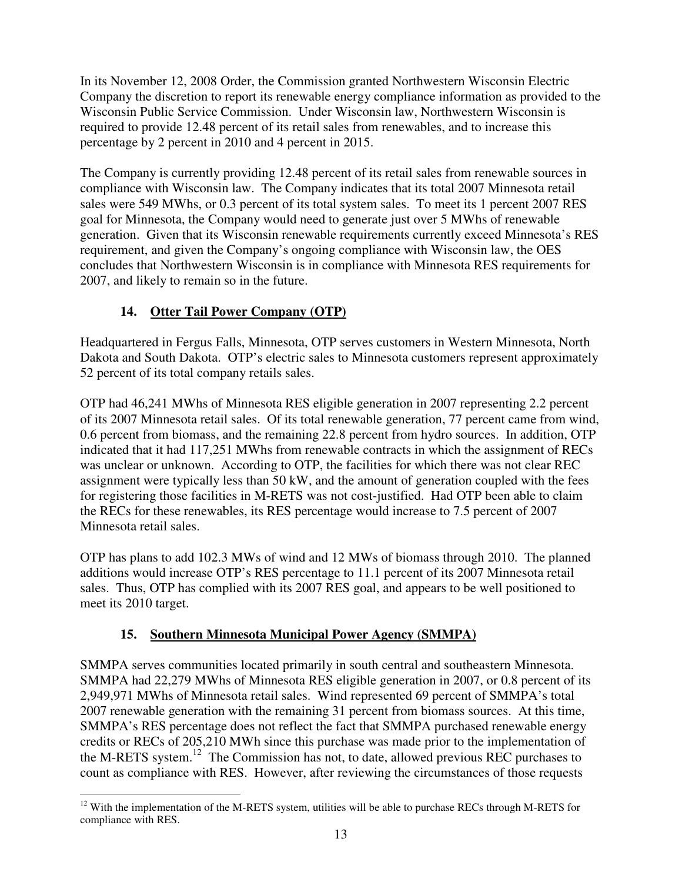In its November 12, 2008 Order, the Commission granted Northwestern Wisconsin Electric Company the discretion to report its renewable energy compliance information as provided to the Wisconsin Public Service Commission. Under Wisconsin law, Northwestern Wisconsin is required to provide 12.48 percent of its retail sales from renewables, and to increase this percentage by 2 percent in 2010 and 4 percent in 2015.

The Company is currently providing 12.48 percent of its retail sales from renewable sources in compliance with Wisconsin law. The Company indicates that its total 2007 Minnesota retail sales were 549 MWhs, or 0.3 percent of its total system sales. To meet its 1 percent 2007 RES goal for Minnesota, the Company would need to generate just over 5 MWhs of renewable generation. Given that its Wisconsin renewable requirements currently exceed Minnesota's RES requirement, and given the Company's ongoing compliance with Wisconsin law, the OES concludes that Northwestern Wisconsin is in compliance with Minnesota RES requirements for 2007, and likely to remain so in the future.

### 14. Otter Tail Power Company (OTP)

Headquartered in Fergus Falls, Minnesota, OTP serves customers in Western Minnesota, North Dakota and South Dakota. OTP's electric sales to Minnesota customers represent approximately 52 percent of its total company retails sales.

OTP had 46,241 MWhs of Minnesota RES eligible generation in 2007 representing 2.2 percent of its 2007 Minnesota retail sales. Of its total renewable generation, 77 percent came from wind, 0.6 percent from biomass, and the remaining 22.8 percent from hydro sources. In addition, OTP indicated that it had 117,251 MWhs from renewable contracts in which the assignment of RECs was unclear or unknown. According to OTP, the facilities for which there was not clear REC assignment were typically less than 50 kW, and the amount of generation coupled with the fees for registering those facilities in M-RETS was not cost-justified. Had OTP been able to claim the RECs for these renewables, its RES percentage would increase to 7.5 percent of 2007 Minnesota retail sales.

OTP has plans to add 102.3 MWs of wind and 12 MWs of biomass through 2010. The planned additions would increase OTP's RES percentage to 11.1 percent of its 2007 Minnesota retail sales. Thus, OTP has complied with its 2007 RES goal, and appears to be well positioned to meet its 2010 target.

### 15. Southern Minnesota Municipal Power Agency (SMMPA)

SMMPA serves communities located primarily in south central and southeastern Minnesota. SMMPA had 22,279 MWhs of Minnesota RES eligible generation in 2007, or 0.8 percent of its 2,949,971 MWhs of Minnesota retail sales. Wind represented 69 percent of SMMPA's total 2007 renewable generation with the remaining 31 percent from biomass sources. At this time, SMMPA's RES percentage does not reflect the fact that SMMPA purchased renewable energy credits or RECs of 205,210 MWh since this purchase was made prior to the implementation of the M-RETS system.[12] The Commission has not, to date, allowed previous REC purchases to count as compliance with RES. However, after reviewing the circumstances of those requests

[12] With the implementation of the M-RETS system, utilities will be able to purchase RECs through M-RETS for compliance with RES.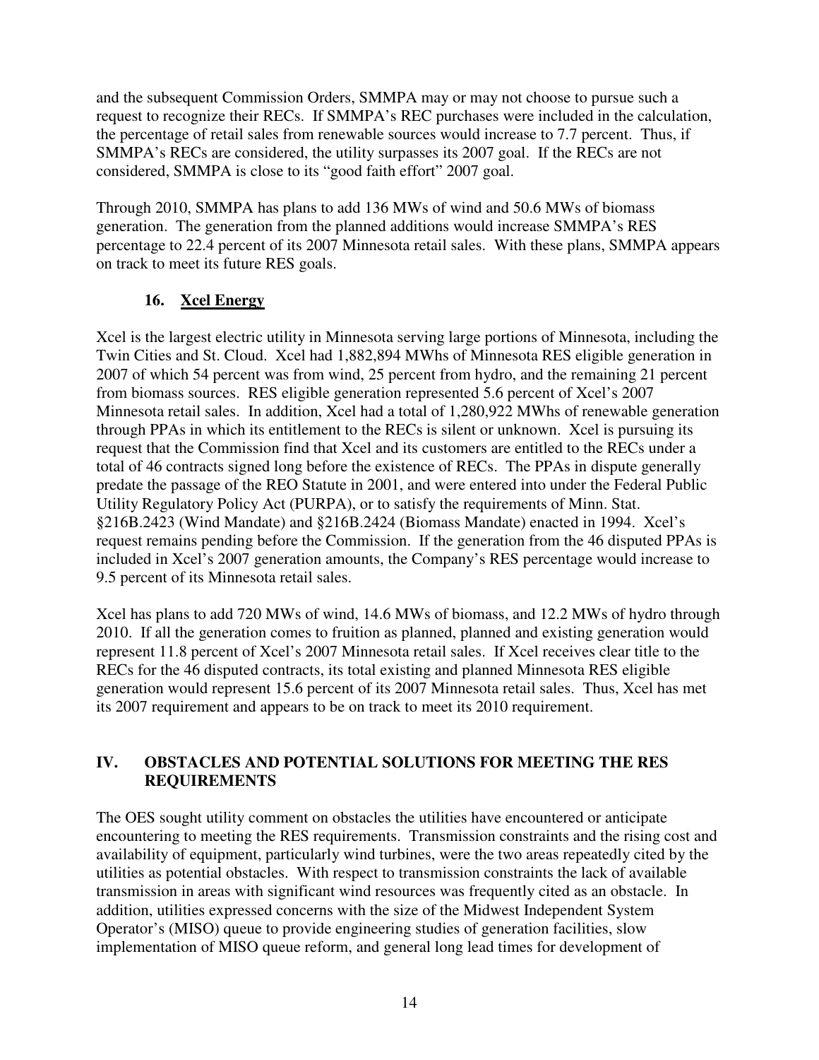and the subsequent Commission Orders, SMMPA may or may not choose to pursue such a request to recognize their RECs. If SMMPA's REC purchases were included in the calculation, the percentage of retail sales from renewable sources would increase to 7.7 percent. Thus, if SMMPA's RECs are considered, the utility surpasses its 2007 goal. If the RECs are not considered, SMMPA is close to its "good faith effort" 2007 goal.

Through 2010, SMMPA has plans to add 136 MWs of wind and 50.6 MWs of biomass generation. The generation from the planned additions would increase SMMPA's RES percentage to 22.4 percent of its 2007 Minnesota retail sales. With these plans, SMMPA appears on track to meet its future RES goals.

### 16. Xcel Energy

Xcel is the largest electric utility in Minnesota serving large portions of Minnesota, including the Twin Cities and St. Cloud. Xcel had 1,882,894 MWhs of Minnesota RES eligible generation in 2007 of which 54 percent was from wind, 25 percent from hydro, and the remaining 21 percent from biomass sources. RES eligible generation represented 5.6 percent of Xcel's 2007 Minnesota retail sales. In addition, Xcel had a total of 1,280,922 MWhs of renewable generation through PPAs in which its entitlement to the RECs is silent or unknown. Xcel is pursuing its request that the Commission find that Xcel and its customers are entitled to the RECs under a total of 46 contracts signed long before the existence of RECs. The PPAs in dispute generally predate the passage of the REO Statute in 2001, and were entered into under the Federal Public Utility Regulatory Policy Act (PURPA), or to satisfy the requirements of Minn. Stat. §216B.2423 (Wind Mandate) and §216B.2424 (Biomass Mandate) enacted in 1994. Xcel's request remains pending before the Commission. If the generation from the 46 disputed PPAs is included in Xcel's 2007 generation amounts, the Company's RES percentage would increase to 9.5 percent of its Minnesota retail sales.

Xcel has plans to add 720 MWs of wind, 14.6 MWs of biomass, and 12.2 MWs of hydro through 2010. If all the generation comes to fruition as planned, planned and existing generation would represent 11.8 percent of Xcel's 2007 Minnesota retail sales. If Xcel receives clear title to the RECs for the 46 disputed contracts, its total existing and planned Minnesota RES eligible generation would represent 15.6 percent of its 2007 Minnesota retail sales. Thus, Xcel has met its 2007 requirement and appears to be on track to meet its 2010 requirement.

## IV. OBSTACLES AND POTENTIAL SOLUTIONS FOR MEETING THE RES REQUIREMENTS

The OES sought utility comment on obstacles the utilities have encountered or anticipate encountering to meeting the RES requirements. Transmission constraints and the rising cost and availability of equipment, particularly wind turbines, were the two areas repeatedly cited by the utilities as potential obstacles. With respect to transmission constraints the lack of available transmission in areas with significant wind resources was frequently cited as an obstacle. In addition, utilities expressed concerns with the size of the Midwest Independent System Operator's (MISO) queue to provide engineering studies of generation facilities, slow implementation of MISO queue reform, and general long lead times for development of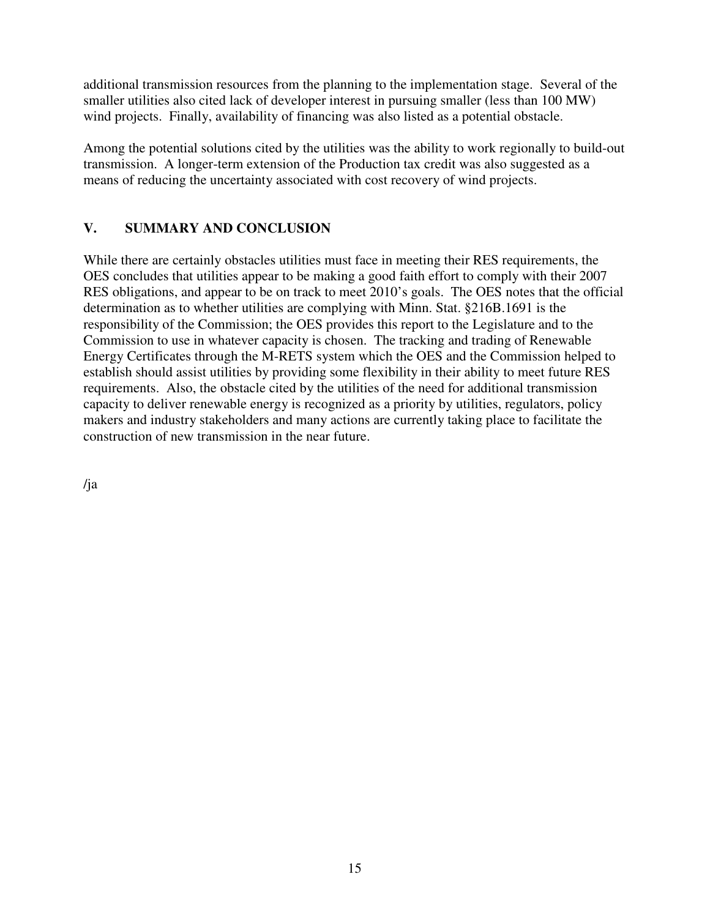additional transmission resources from the planning to the implementation stage. Several of the smaller utilities also cited lack of developer interest in pursuing smaller (less than 100 MW) wind projects. Finally, availability of financing was also listed as a potential obstacle.

Among the potential solutions cited by the utilities was the ability to work regionally to build-out transmission. A longer-term extension of the Production tax credit was also suggested as a means of reducing the uncertainty associated with cost recovery of wind projects.

## V. SUMMARY AND CONCLUSION

While there are certainly obstacles utilities must face in meeting their RES requirements, the OES concludes that utilities appear to be making a good faith effort to comply with their 2007 RES obligations, and appear to be on track to meet 2010's goals. The OES notes that the official determination as to whether utilities are complying with Minn. Stat. §216B.1691 is the responsibility of the Commission; the OES provides this report to the Legislature and to the Commission to use in whatever capacity is chosen. The tracking and trading of Renewable Energy Certificates through the M-RETS system which the OES and the Commission helped to establish should assist utilities by providing some flexibility in their ability to meet future RES requirements. Also, the obstacle cited by the utilities of the need for additional transmission capacity to deliver renewable energy is recognized as a priority by utilities, regulators, policy makers and industry stakeholders and many actions are currently taking place to facilitate the construction of new transmission in the near future.

/ja